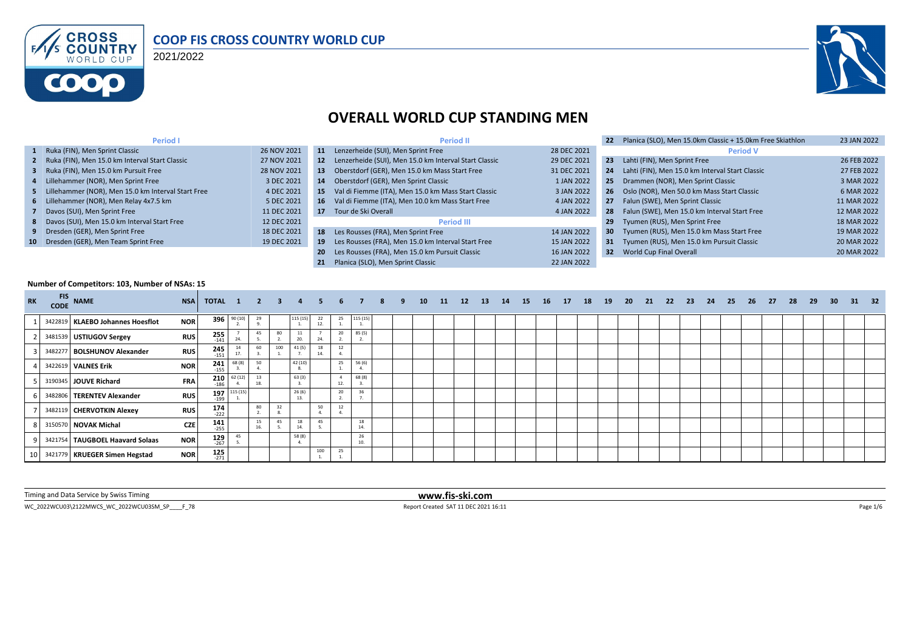# COOP FIS CROSS COUNTRY WORLD CUP

2021/2022

## OVERALL WORLD CUP STANDING MEN

| # | Period I | Date |
|---|---|---|
| 1 | Ruka (FIN), Men Sprint Classic | 26 NOV 2021 |
| 2 | Ruka (FIN), Men 15.0 km Interval Start Classic | 27 NOV 2021 |
| 3 | Ruka (FIN), Men 15.0 km Pursuit Free | 28 NOV 2021 |
| 4 | Lillehammer (NOR), Men Sprint Free | 3 DEC 2021 |
| 5 | Lillehammer (NOR), Men 15.0 km Interval Start Free | 4 DEC 2021 |
| 6 | Lillehammer (NOR), Men Relay 4x7.5 km | 5 DEC 2021 |
| 7 | Davos (SUI), Men Sprint Free | 11 DEC 2021 |
| 8 | Davos (SUI), Men 15.0 km Interval Start Free | 12 DEC 2021 |
| 9 | Dresden (GER), Men Sprint Free | 18 DEC 2021 |
| 10 | Dresden (GER), Men Team Sprint Free | 19 DEC 2021 |

| # | Period II | Date |
|---|---|---|
| 11 | Lenzerheide (SUI), Men Sprint Free | 28 DEC 2021 |
| 12 | Lenzerheide (SUI), Men 15.0 km Interval Start Classic | 29 DEC 2021 |
| 13 | Oberstdorf (GER), Men 15.0 km Mass Start Free | 31 DEC 2021 |
| 14 | Oberstdorf (GER), Men Sprint Classic | 1 JAN 2022 |
| 15 | Val di Fiemme (ITA), Men 15.0 km Mass Start Classic | 3 JAN 2022 |
| 16 | Val di Fiemme (ITA), Men 10.0 km Mass Start Free | 4 JAN 2022 |
| 17 | Tour de Ski Overall | 4 JAN 2022 |

| # | Period III | Date |
|---|---|---|
| 18 | Les Rousses (FRA), Men Sprint Free | 14 JAN 2022 |
| 19 | Les Rousses (FRA), Men 15.0 km Interval Start Free | 15 JAN 2022 |
| 20 | Les Rousses (FRA), Men 15.0 km Pursuit Classic | 16 JAN 2022 |
| 21 | Planica (SLO), Men Sprint Classic | 22 JAN 2022 |
| 22 | Planica (SLO), Men 15.0km Classic + 15.0km Free Skiathlon | 23 JAN 2022 |

| # | Period V | Date |
|---|---|---|
| 23 | Lahti (FIN), Men Sprint Free | 26 FEB 2022 |
| 24 | Lahti (FIN), Men 15.0 km Interval Start Classic | 27 FEB 2022 |
| 25 | Drammen (NOR), Men Sprint Classic | 3 MAR 2022 |
| 26 | Oslo (NOR), Men 50.0 km Mass Start Classic | 6 MAR 2022 |
| 27 | Falun (SWE), Men Sprint Classic | 11 MAR 2022 |
| 28 | Falun (SWE), Men 15.0 km Interval Start Free | 12 MAR 2022 |
| 29 | Tyumen (RUS), Men Sprint Free | 18 MAR 2022 |
| 30 | Tyumen (RUS), Men 15.0 km Mass Start Free | 19 MAR 2022 |
| 31 | Tyumen (RUS), Men 15.0 km Pursuit Classic | 20 MAR 2022 |
| 32 | World Cup Final Overall | 20 MAR 2022 |

**Number of Competitors: 103, Number of NSAs: 15**

| RK | FIS CODE | NAME | NSA | TOTAL | 1 | 2 | 3 | 4 | 5 | 6 | 7 | 8 | 9 | 10 | 11 | 12 | 13 | 14 | 15 | 16 | 17 | 18 | 19 | 20 | 21 | 22 | 23 | 24 | 25 | 26 | 27 | 28 | 29 | 30 | 31 | 32 |
|---|---|---|---|---|---|---|---|---|---|---|---|---|---|---|---|---|---|---|---|---|---|---|---|---|---|---|---|---|---|---|---|---|---|---|---|---|
| 1 | 3422819 | **KLAEBO Johannes Hoesflot** | NOR | 396 | 90 (10) 2. | 29 9. | | 115 (15) 1. | 22 12. | 25 1. | 115 (15) 1. | | | | | | | | | | | | | | | | | | | | | | | | | |
| 2 | 3481539 | **USTIUGOV Sergey** | RUS | 255 -141 | 7 24. | 45 5. | 80 2. | 11 20. | 7 24. | 20 2. | 85 (5) 2. | | | | | | | | | | | | | | | | | | | | | | | | | |
| 3 | 3482277 | **BOLSHUNOV Alexander** | RUS | 245 -151 | 14 17. | 60 3. | 100 1. | 41 (5) 7. | 18 14. | 12 4. | | | | | | | | | | | | | | | | | | | | | | | | | | |
| 4 | 3422619 | **VALNES Erik** | NOR | 241 -155 | 68 (8) 3. | 50 4. | | 42 (10) 8. | | 25 1. | 56 (6) 4. | | | | | | | | | | | | | | | | | | | | | | | | | |
| 5 | 3190345 | **JOUVE Richard** | FRA | 210 -186 | 62 (12) 4. | 13 18. | | 63 (3) 3. | | 4 12. | 68 (8) 3. | | | | | | | | | | | | | | | | | | | | | | | | | |
| 6 | 3482806 | **TERENTEV Alexander** | RUS | 197 -199 | 115 (15) 1. | | | 26 (6) 13. | | 20 2. | 36 7. | | | | | | | | | | | | | | | | | | | | | | | | | |
| 7 | 3482119 | **CHERVOTKIN Alexey** | RUS | 174 -222 | | 80 2. | 32 8. | | 50 4. | 12 4. | | | | | | | | | | | | | | | | | | | | | | | | | | |
| 8 | 3150570 | **NOVAK Michal** | CZE | 141 -255 | | 15 16. | 45 5. | 18 14. | 45 5. | | 18 14. | | | | | | | | | | | | | | | | | | | | | | | | | |
| 9 | 3421754 | **TAUGBOEL Haavard Solaas** | NOR | 129 -267 | 45 5. | | | 58 (8) 4. | | | 26 10. | | | | | | | | | | | | | | | | | | | | | | | | | |
| 10 | 3421779 | **KRUEGER Simen Hegstad** | NOR | 125 -271 | | | | | 100 1. | 25 1. | | | | | | | | | | | | | | | | | | | | | | | | | | |

Timing and Data Service by Swiss Timing

www.fis-ski.com

WC_2022WCU03\2122MWCS_WC_2022WCU03SM_SP____F_78

Report Created SAT 11 DEC 2021 16:11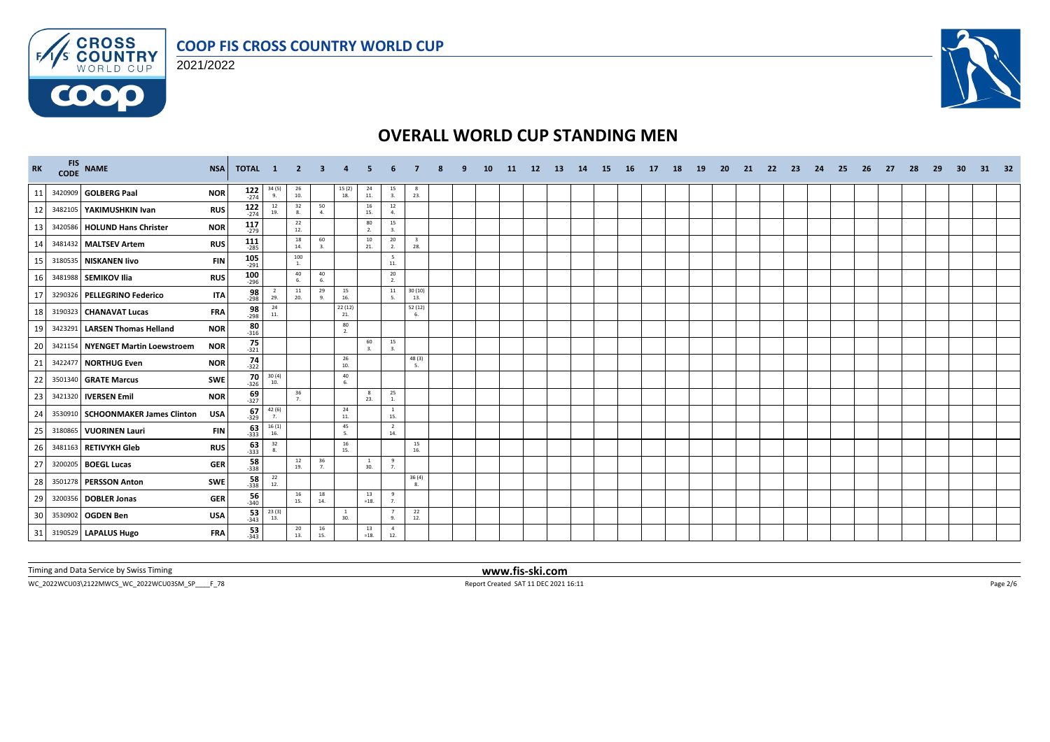# COOP FIS CROSS COUNTRY WORLD CUP

2021/2022

## OVERALL WORLD CUP STANDING MEN

| RK | FIS CODE | NAME | NSA | TOTAL | 1 | 2 | 3 | 4 | 5 | 6 | 7 | 8 | 9 | 10 | 11 | 12 | 13 | 14 | 15 | 16 | 17 | 18 | 19 | 20 | 21 | 22 | 23 | 24 | 25 | 26 | 27 | 28 | 29 | 30 | 31 | 32 |
|---|---|---|---|---|---|---|---|---|---|---|---|---|---|---|---|---|---|---|---|---|---|---|---|---|---|---|---|---|---|---|---|---|---|---|---|---|
| 11 | 3420909 | GOLBERG Paal | NOR | 122 -274 | 34 (5) 9. | 26 10. | | 15 (2) 18. | 24 11. | 15 3. | 8 23. | | | | | | | | | | | | | | | | | | | | | | | | | |
| 12 | 3482105 | YAKIMUSHKIN Ivan | RUS | 122 -274 | 12 19. | 32 8. | 50 4. | | 16 15. | 12 4. | | | | | | | | | | | | | | | | | | | | | | | | | | |
| 13 | 3420586 | HOLUND Hans Christer | NOR | 117 -279 | | 22 12. | | | 80 2. | 15 3. | | | | | | | | | | | | | | | | | | | | | | | | | | |
| 14 | 3481432 | MALTSEV Artem | RUS | 111 -285 | | 18 14. | 60 3. | | 10 21. | 20 2. | 3 28. | | | | | | | | | | | | | | | | | | | | | | | | | |
| 15 | 3180535 | NISKANEN Iivo | FIN | 105 -291 | | 100 1. | | | | 5 11. | | | | | | | | | | | | | | | | | | | | | | | | | | |
| 16 | 3481988 | SEMIKOV Ilia | RUS | 100 -296 | | 40 6. | 40 6. | | | 20 2. | | | | | | | | | | | | | | | | | | | | | | | | | | |
| 17 | 3290326 | PELLEGRINO Federico | ITA | 98 -298 | 2 29. | 11 20. | 29 9. | 15 16. | | 11 5. | 30 (10) 13. | | | | | | | | | | | | | | | | | | | | | | | | | |
| 18 | 3190323 | CHANAVAT Lucas | FRA | 98 -298 | 24 11. | | | 22 (12) 21. | | | 52 (12) 6. | | | | | | | | | | | | | | | | | | | | | | | | | |
| 19 | 3423291 | LARSEN Thomas Helland | NOR | 80 -316 | | | | 80 2. | | | | | | | | | | | | | | | | | | | | | | | | | | | | |
| 20 | 3421154 | NYENGET Martin Loewstroem | NOR | 75 -321 | | | | | 60 3. | 15 3. | | | | | | | | | | | | | | | | | | | | | | | | | | |
| 21 | 3422477 | NORTHUG Even | NOR | 74 -322 | | | | 26 10. | | | 48 (3) 5. | | | | | | | | | | | | | | | | | | | | | | | | | |
| 22 | 3501340 | GRATE Marcus | SWE | 70 -326 | 30 (4) 10. | | | 40 6. | | | | | | | | | | | | | | | | | | | | | | | | | | | | |
| 23 | 3421320 | IVERSEN Emil | NOR | 69 -327 | | 36 7. | | | 8 23. | 25 1. | | | | | | | | | | | | | | | | | | | | | | | | | | |
| 24 | 3530910 | SCHOONMAKER James Clinton | USA | 67 -329 | 42 (6) 7. | | | 24 11. | | 1 15. | | | | | | | | | | | | | | | | | | | | | | | | | | |
| 25 | 3180865 | VUORINEN Lauri | FIN | 63 -333 | 16 (1) 16. | | | 45 5. | | 2 14. | | | | | | | | | | | | | | | | | | | | | | | | | | |
| 26 | 3481163 | RETIVYKH Gleb | RUS | 63 -333 | 32 8. | | | 16 15. | | | 15 16. | | | | | | | | | | | | | | | | | | | | | | | | | |
| 27 | 3200205 | BOEGL Lucas | GER | 58 -338 | | 12 19. | 36 7. | | 1 30. | 9 7. | | | | | | | | | | | | | | | | | | | | | | | | | | |
| 28 | 3501278 | PERSSON Anton | SWE | 58 -338 | 22 12. | | | | | | 36 (4) 8. | | | | | | | | | | | | | | | | | | | | | | | | | |
| 29 | 3200356 | DOBLER Jonas | GER | 56 -340 | | 16 15. | 18 14. | | 13 =18. | 9 7. | | | | | | | | | | | | | | | | | | | | | | | | | | |
| 30 | 3530902 | OGDEN Ben | USA | 53 -343 | 23 (3) 13. | | | 1 30. | | 7 9. | 22 12. | | | | | | | | | | | | | | | | | | | | | | | | | |
| 31 | 3190529 | LAPALUS Hugo | FRA | 53 -343 | | 20 13. | 16 15. | | 13 =18. | 4 12. | | | | | | | | | | | | | | | | | | | | | | | | | | |

Timing and Data Service by Swiss Timing

www.fis-ski.com

WC_2022WCU03\2122MWCS_WC_2022WCU03SM_SP____F_78

Report Created SAT 11 DEC 2021 16:11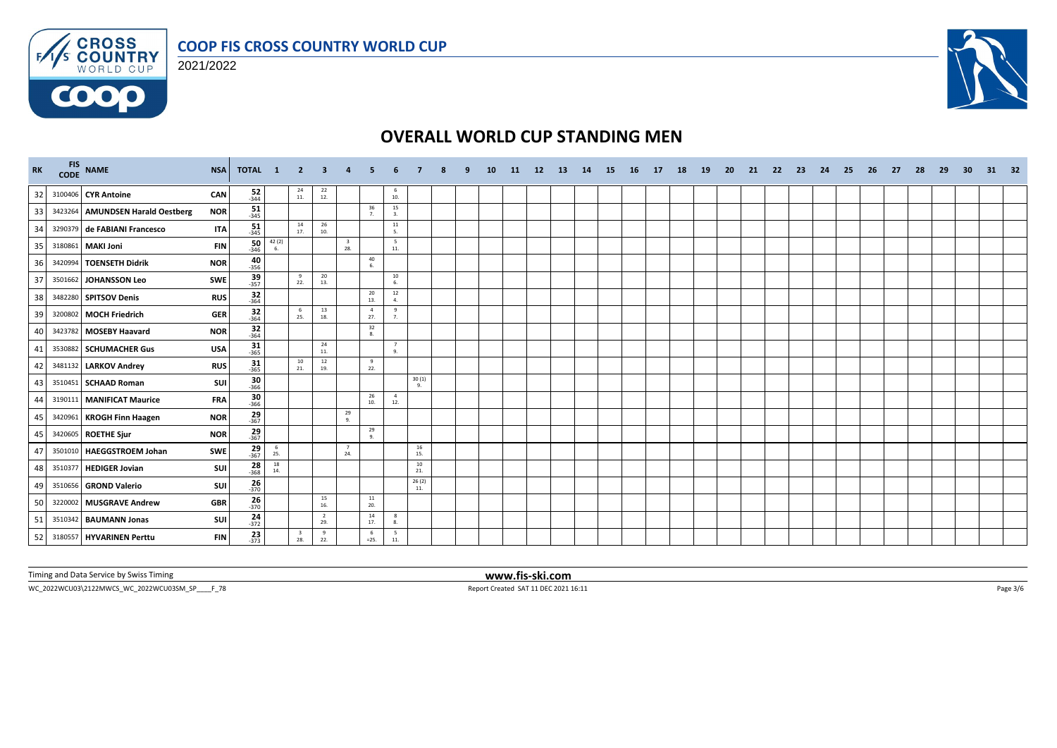# OVERALL WORLD CUP STANDING MEN

| RK | FIS CODE | NAME | NSA | TOTAL | 1 | 2 | 3 | 4 | 5 | 6 | 7 | 8 | 9 | 10 | 11 | 12 | 13 | 14 | 15 | 16 | 17 | 18 | 19 | 20 | 21 | 22 | 23 | 24 | 25 | 26 | 27 | 28 | 29 | 30 | 31 | 32 |
|---|---|---|---|---|---|---|---|---|---|---|---|---|---|---|---|---|---|---|---|---|---|---|---|---|---|---|---|---|---|---|---|---|---|---|---|---|
| 32 | 3100406 | CYR Antoine | CAN | 52 -344 | | 24 11. | 22 12. | | | 6 10. | | | | | | | | | | | | | | | | | | | | | | | | | | |
| 33 | 3423264 | AMUNDSEN Harald Oestberg | NOR | 51 -345 | | | | | 36 7. | 15 3. | | | | | | | | | | | | | | | | | | | | | | | | | | |
| 34 | 3290379 | de FABIANI Francesco | ITA | 51 -345 | | 14 17. | 26 10. | | | 11 5. | | | | | | | | | | | | | | | | | | | | | | | | | | |
| 35 | 3180861 | MAKI Joni | FIN | 50 -346 | 42 (2) 6. | | | 3 28. | | 5 11. | | | | | | | | | | | | | | | | | | | | | | | | | | |
| 36 | 3420994 | TOENSETH Didrik | NOR | 40 -356 | | | | | 40 6. | | | | | | | | | | | | | | | | | | | | | | | | | | | |
| 37 | 3501662 | JOHANSSON Leo | SWE | 39 -357 | | 9 22. | 20 13. | | | 10 6. | | | | | | | | | | | | | | | | | | | | | | | | | | |
| 38 | 3482280 | SPITSOV Denis | RUS | 32 -364 | | | | | 20 13. | 12 4. | | | | | | | | | | | | | | | | | | | | | | | | | | |
| 39 | 3200802 | MOCH Friedrich | GER | 32 -364 | | 6 25. | 13 18. | | 4 27. | 9 7. | | | | | | | | | | | | | | | | | | | | | | | | | | |
| 40 | 3423782 | MOSEBY Haavard | NOR | 32 -364 | | | | | 32 8. | | | | | | | | | | | | | | | | | | | | | | | | | | | |
| 41 | 3530882 | SCHUMACHER Gus | USA | 31 -365 | | | 24 11. | | | 7 9. | | | | | | | | | | | | | | | | | | | | | | | | | | |
| 42 | 3481132 | LARKOV Andrey | RUS | 31 -365 | | 10 21. | 12 19. | | 9 22. | | | | | | | | | | | | | | | | | | | | | | | | | | | |
| 43 | 3510451 | SCHAAD Roman | SUI | 30 -366 | | | | | | | 30 (1) 9. | | | | | | | | | | | | | | | | | | | | | | | | | |
| 44 | 3190111 | MANIFICAT Maurice | FRA | 30 -366 | | | | | 26 10. | 4 12. | | | | | | | | | | | | | | | | | | | | | | | | | | |
| 45 | 3420961 | KROGH Finn Haagen | NOR | 29 -367 | | | | 29 9. | | | | | | | | | | | | | | | | | | | | | | | | | | | | |
| 45 | 3420605 | ROETHE Sjur | NOR | 29 -367 | | | | | 29 9. | | | | | | | | | | | | | | | | | | | | | | | | | | | |
| 47 | 3501010 | HAEGGSTROEM Johan | SWE | 29 -367 | 6 25. | | | 7 24. | | | 16 15. | | | | | | | | | | | | | | | | | | | | | | | | | |
| 48 | 3510377 | HEDIGER Jovian | SUI | 28 -368 | 18 14. | | | | | | 10 21. | | | | | | | | | | | | | | | | | | | | | | | | | |
| 49 | 3510656 | GROND Valerio | SUI | 26 -370 | | | | | | | 26 (2) 11. | | | | | | | | | | | | | | | | | | | | | | | | | |
| 50 | 3220002 | MUSGRAVE Andrew | GBR | 26 -370 | | | 15 16. | | 11 20. | | | | | | | | | | | | | | | | | | | | | | | | | | | |
| 51 | 3510342 | BAUMANN Jonas | SUI | 24 -372 | | | 2 29. | | 14 17. | 8 8. | | | | | | | | | | | | | | | | | | | | | | | | | | |
| 52 | 3180557 | HYVARINEN Perttu | FIN | 23 -373 | | 3 28. | 9 22. | | 6 =25. | 5 11. | | | | | | | | | | | | | | | | | | | | | | | | | | |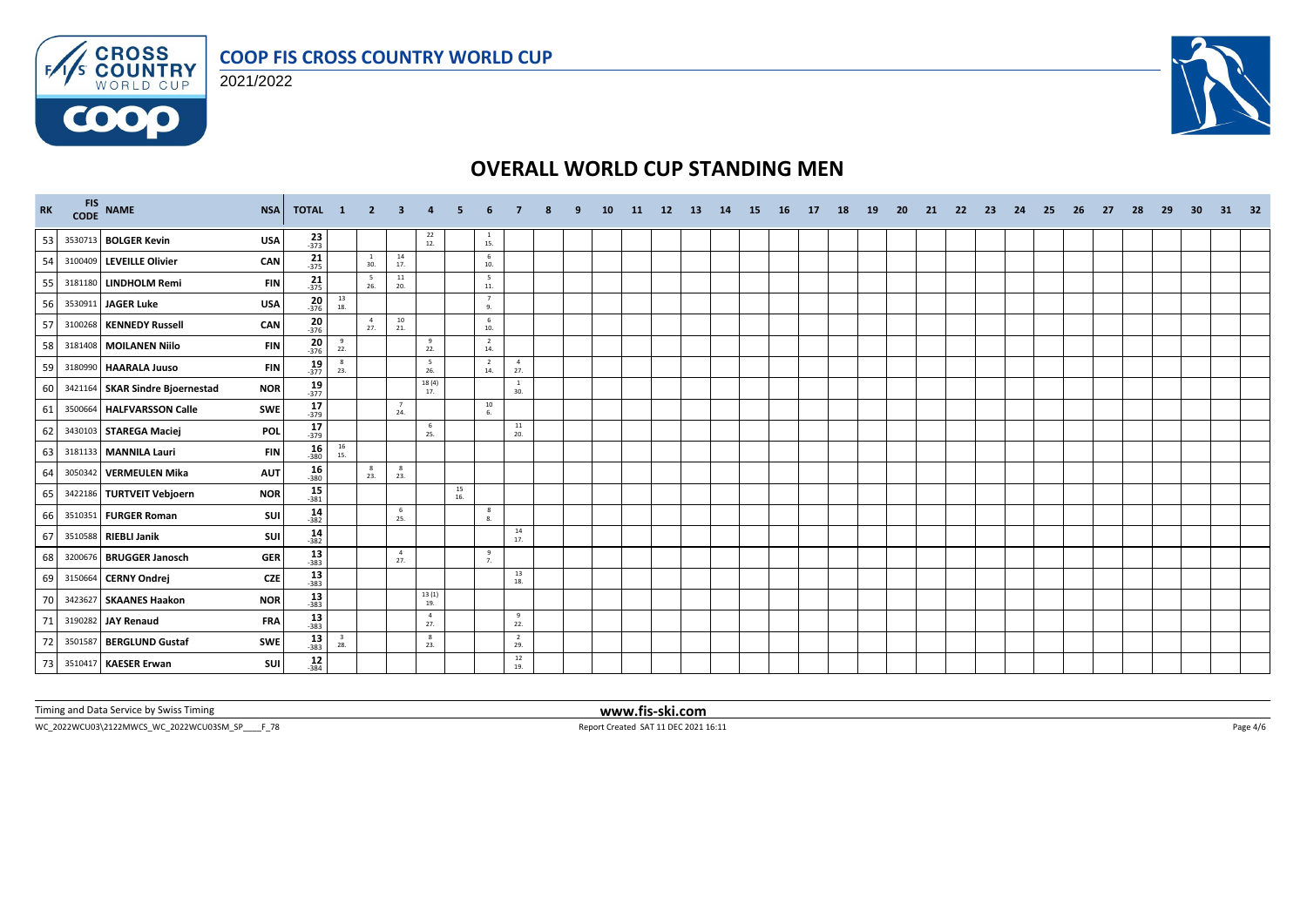# COOP FIS CROSS COUNTRY WORLD CUP

2021/2022

## OVERALL WORLD CUP STANDING MEN

| RK | FIS CODE | NAME | NSA | TOTAL | 1 | 2 | 3 | 4 | 5 | 6 | 7 | 8 | 9 | 10 | 11 | 12 | 13 | 14 | 15 | 16 | 17 | 18 | 19 | 20 | 21 | 22 | 23 | 24 | 25 | 26 | 27 | 28 | 29 | 30 | 31 | 32 |
|---|---|---|---|---|---|---|---|---|---|---|---|---|---|---|---|---|---|---|---|---|---|---|---|---|---|---|---|---|---|---|---|---|---|---|---|---|
| 53 | 3530713 | BOLGER Kevin | USA | 23 -373 | | | | 22 12. | | 1 15. | | | | | | | | | | | | | | | | | | | | | | | | | | |
| 54 | 3100409 | LEVEILLE Olivier | CAN | 21 -375 | | 1 30. | 14 17. | | | 6 10. | | | | | | | | | | | | | | | | | | | | | | | | | | |
| 55 | 3181180 | LINDHOLM Remi | FIN | 21 -375 | | 5 26. | 11 20. | | | 5 11. | | | | | | | | | | | | | | | | | | | | | | | | | | |
| 56 | 3530911 | JAGER Luke | USA | 20 -376 | 13 18. | | | | | 7 9. | | | | | | | | | | | | | | | | | | | | | | | | | | |
| 57 | 3100268 | KENNEDY Russell | CAN | 20 -376 | | 4 27. | 10 21. | | | 6 10. | | | | | | | | | | | | | | | | | | | | | | | | | | |
| 58 | 3181408 | MOILANEN Niilo | FIN | 20 -376 | 9 22. | | | 9 22. | | 2 14. | | | | | | | | | | | | | | | | | | | | | | | | | | |
| 59 | 3180990 | HAARALA Juuso | FIN | 19 -377 | 8 23. | | | 5 26. | | 2 14. | 4 27. | | | | | | | | | | | | | | | | | | | | | | | | | |
| 60 | 3421164 | SKAR Sindre Bjoernestad | NOR | 19 -377 | | | | 18 (4) 17. | | | 1 30. | | | | | | | | | | | | | | | | | | | | | | | | | |
| 61 | 3500664 | HALFVARSSON Calle | SWE | 17 -379 | | | 7 24. | | | 10 6. | | | | | | | | | | | | | | | | | | | | | | | | | | |
| 62 | 3430103 | STAREGA Maciej | POL | 17 -379 | | | | 6 25. | | | 11 20. | | | | | | | | | | | | | | | | | | | | | | | | | |
| 63 | 3181133 | MANNILA Lauri | FIN | 16 -380 | 16 15. | | | | | | | | | | | | | | | | | | | | | | | | | | | | | | | |
| 64 | 3050342 | VERMEULEN Mika | AUT | 16 -380 | | 8 23. | 8 23. | | | | | | | | | | | | | | | | | | | | | | | | | | | | | |
| 65 | 3422186 | TURTVEIT Vebjoern | NOR | 15 -381 | | | | | 15 16. | | | | | | | | | | | | | | | | | | | | | | | | | | | |
| 66 | 3510351 | FURGER Roman | SUI | 14 -382 | | | 6 25. | | | 8 8. | | | | | | | | | | | | | | | | | | | | | | | | | | |
| 67 | 3510588 | RIEBLI Janik | SUI | 14 -382 | | | | | | | 14 17. | | | | | | | | | | | | | | | | | | | | | | | | | |
| 68 | 3200676 | BRUGGER Janosch | GER | 13 -383 | | | 4 27. | | | 9 7. | | | | | | | | | | | | | | | | | | | | | | | | | | |
| 69 | 3150664 | CERNY Ondrej | CZE | 13 -383 | | | | | | | 13 18. | | | | | | | | | | | | | | | | | | | | | | | | | |
| 70 | 3423627 | SKAANES Haakon | NOR | 13 -383 | | | | 13 (1) 19. | | | | | | | | | | | | | | | | | | | | | | | | | | | | |
| 71 | 3190282 | JAY Renaud | FRA | 13 -383 | | | | 4 27. | | | 9 22. | | | | | | | | | | | | | | | | | | | | | | | | | |
| 72 | 3501587 | BERGLUND Gustaf | SWE | 13 -383 | 3 28. | | | 8 23. | | | 2 29. | | | | | | | | | | | | | | | | | | | | | | | | | |
| 73 | 3510417 | KAESER Erwan | SUI | 12 -384 | | | | | | | 12 19. | | | | | | | | | | | | | | | | | | | | | | | | | |

Timing and Data Service by Swiss Timing

www.fis-ski.com

WC_2022WCU03\2122MWCS_WC_2022WCU03SM_SP____F_78

Report Created SAT 11 DEC 2021 16:11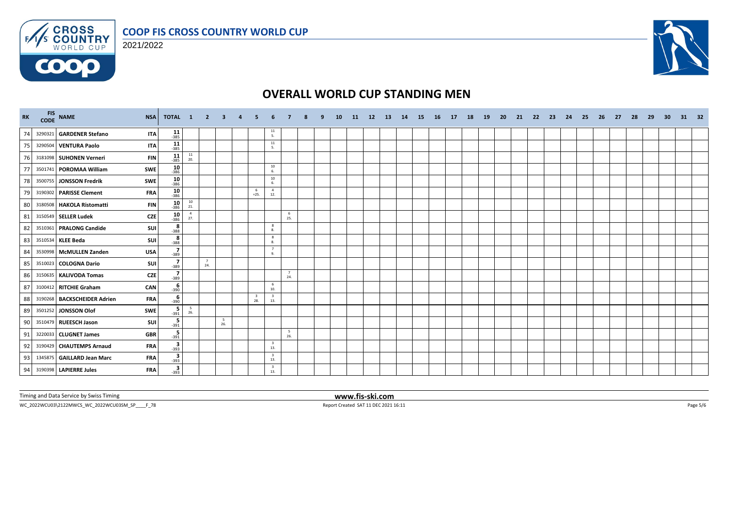# COOP FIS CROSS COUNTRY WORLD CUP

2021/2022

## OVERALL WORLD CUP STANDING MEN

| RK | FIS CODE | NAME | NSA | TOTAL | 1 | 2 | 3 | 4 | 5 | 6 | 7 | 8 | 9 | 10 | 11 | 12 | 13 | 14 | 15 | 16 | 17 | 18 | 19 | 20 | 21 | 22 | 23 | 24 | 25 | 26 | 27 | 28 | 29 | 30 | 31 | 32 |
|---|---|---|---|---|---|---|---|---|---|---|---|---|---|---|---|---|---|---|---|---|---|---|---|---|---|---|---|---|---|---|---|---|---|---|---|---|
| 74 | 3290321 | GARDENER Stefano | ITA | 11 -385 | | | | | | 11 5. | | | | | | | | | | | | | | | | | | | | | | | | | | |
| 75 | 3290504 | VENTURA Paolo | ITA | 11 -385 | | | | | | 11 5. | | | | | | | | | | | | | | | | | | | | | | | | | | |
| 76 | 3181098 | SUHONEN Verneri | FIN | 11 -385 | 11 20. | | | | | | | | | | | | | | | | | | | | | | | | | | | | | | | |
| 77 | 3501741 | POROMAA William | SWE | 10 -386 | | | | | | 10 6. | | | | | | | | | | | | | | | | | | | | | | | | | | |
| 78 | 3500755 | JONSSON Fredrik | SWE | 10 -386 | | | | | | 10 6. | | | | | | | | | | | | | | | | | | | | | | | | | | |
| 79 | 3190302 | PARISSE Clement | FRA | 10 -386 | | | | | 6 =25. | 4 12. | | | | | | | | | | | | | | | | | | | | | | | | | | |
| 80 | 3180508 | HAKOLA Ristomatti | FIN | 10 -386 | 10 21. | | | | | | | | | | | | | | | | | | | | | | | | | | | | | | | |
| 81 | 3150549 | SELLER Ludek | CZE | 10 -386 | 4 27. | | | | | | 6 25. | | | | | | | | | | | | | | | | | | | | | | | | | |
| 82 | 3510361 | PRALONG Candide | SUI | 8 -388 | | | | | | 8 8. | | | | | | | | | | | | | | | | | | | | | | | | | | |
| 83 | 3510534 | KLEE Beda | SUI | 8 -388 | | | | | | 8 8. | | | | | | | | | | | | | | | | | | | | | | | | | | |
| 84 | 3530998 | McMULLEN Zanden | USA | 7 -389 | | | | | | 7 9. | | | | | | | | | | | | | | | | | | | | | | | | | | |
| 85 | 3510023 | COLOGNA Dario | SUI | 7 -389 | | 7 24. | | | | | | | | | | | | | | | | | | | | | | | | | | | | | | |
| 86 | 3150635 | KALIVODA Tomas | CZE | 7 -389 | | | | | | | 7 24. | | | | | | | | | | | | | | | | | | | | | | | | | |
| 87 | 3100412 | RITCHIE Graham | CAN | 6 -390 | | | | | | 6 10. | | | | | | | | | | | | | | | | | | | | | | | | | | |
| 88 | 3190268 | BACKSCHEIDER Adrien | FRA | 6 -390 | | | | | 3 28. | 3 13. | | | | | | | | | | | | | | | | | | | | | | | | | | |
| 89 | 3501252 | JONSSON Olof | SWE | 5 -391 | 5 26. | | | | | | | | | | | | | | | | | | | | | | | | | | | | | | | |
| 90 | 3510479 | RUEESCH Jason | SUI | 5 -391 | | | 5 26. | | | | | | | | | | | | | | | | | | | | | | | | | | | | | |
| 91 | 3220033 | CLUGNET James | GBR | 5 -391 | | | | | | | 5 26. | | | | | | | | | | | | | | | | | | | | | | | | | |
| 92 | 3190429 | CHAUTEMPS Arnaud | FRA | 3 -393 | | | | | | 3 13. | | | | | | | | | | | | | | | | | | | | | | | | | | |
| 93 | 1345875 | GAILLARD Jean Marc | FRA | 3 -393 | | | | | | 3 13. | | | | | | | | | | | | | | | | | | | | | | | | | | |
| 94 | 3190398 | LAPIERRE Jules | FRA | 3 -393 | | | | | | 3 13. | | | | | | | | | | | | | | | | | | | | | | | | | | |

Timing and Data Service by Swiss Timing

www.fis-ski.com

WC_2022WCU03\2122MWCS_WC_2022WCU03SM_SP____F_78

Report Created SAT 11 DEC 2021 16:11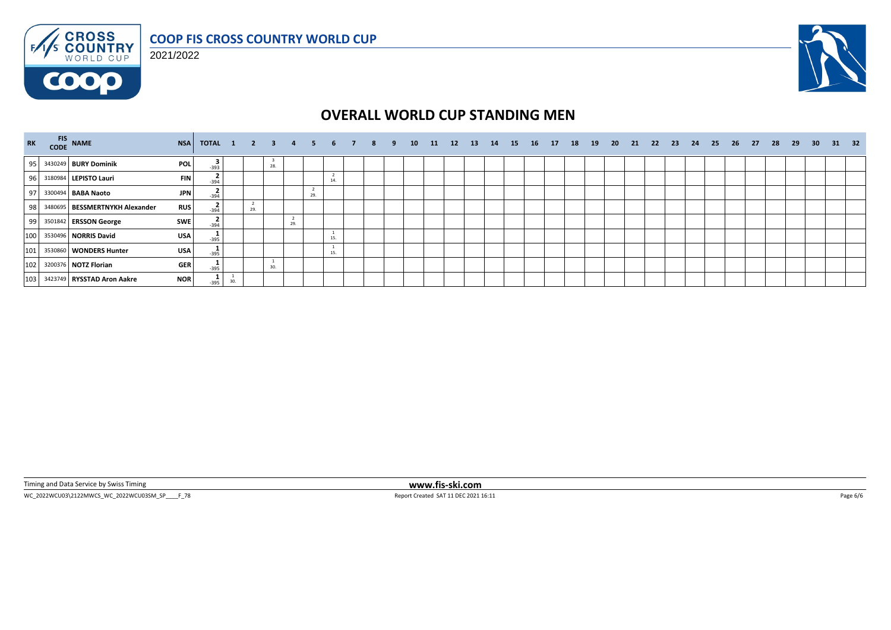# COOP FIS CROSS COUNTRY WORLD CUP

2021/2022

## OVERALL WORLD CUP STANDING MEN

| RK | FIS CODE | NAME | NSA | TOTAL | 1 | 2 | 3 | 4 | 5 | 6 | 7 | 8 | 9 | 10 | 11 | 12 | 13 | 14 | 15 | 16 | 17 | 18 | 19 | 20 | 21 | 22 | 23 | 24 | 25 | 26 | 27 | 28 | 29 | 30 | 31 | 32 |
|---|---|---|---|---|---|---|---|---|---|---|---|---|---|---|---|---|---|---|---|---|---|---|---|---|---|---|---|---|---|---|---|---|---|---|---|---|
| 95 | 3430249 | BURY Dominik | POL | 3 -393 | | | 3 28. | | | | | | | | | | | | | | | | | | | | | | | | | | | | | |
| 96 | 3180984 | LEPISTO Lauri | FIN | 2 -394 | | | | | | 2 14. | | | | | | | | | | | | | | | | | | | | | | | | | | |
| 97 | 3300494 | BABA Naoto | JPN | 2 -394 | | | | | 2 29. | | | | | | | | | | | | | | | | | | | | | | | | | | | |
| 98 | 3480695 | BESSMERTNYKH Alexander | RUS | 2 -394 | | 2 29. | | | | | | | | | | | | | | | | | | | | | | | | | | | | | | |
| 99 | 3501842 | ERSSON George | SWE | 2 -394 | | | | 2 29. | | | | | | | | | | | | | | | | | | | | | | | | | | | | |
| 100 | 3530496 | NORRIS David | USA | 1 -395 | | | | | | 1 15. | | | | | | | | | | | | | | | | | | | | | | | | | | |
| 101 | 3530860 | WONDERS Hunter | USA | 1 -395 | | | | | | 1 15. | | | | | | | | | | | | | | | | | | | | | | | | | | |
| 102 | 3200376 | NOTZ Florian | GER | 1 -395 | | | 1 30. | | | | | | | | | | | | | | | | | | | | | | | | | | | | | |
| 103 | 3423749 | RYSSTAD Aron Aakre | NOR | 1 -395 | 1 30. | | | | | | | | | | | | | | | | | | | | | | | | | | | | | | | |

Timing and Data Service by Swiss Timing

www.fis-ski.com

WC_2022WCU03\2122MWCS_WC_2022WCU03SM_SP____F_78

Report Created SAT 11 DEC 2021 16:11